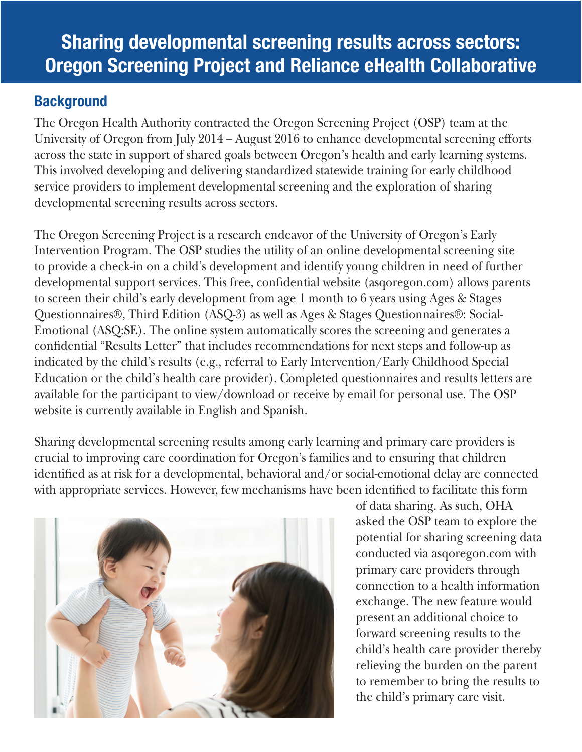# Sharing developmental screening results across sectors: Oregon Screening Project and Reliance eHealth Collaborative

## Background

The Oregon Health Authority contracted the Oregon Screening Project (OSP) team at the University of Oregon from July 2014 – August 2016 to enhance developmental screening efforts across the state in support of shared goals between Oregon's health and early learning systems. This involved developing and delivering standardized statewide training for early childhood service providers to implement developmental screening and the exploration of sharing developmental screening results across sectors.

The Oregon Screening Project is a research endeavor of the University of Oregon's Early Intervention Program. The OSP studies the utility of an online developmental screening site to provide a check-in on a child's development and identify young children in need of further developmental support services. This free, confidential website (asqoregon.com) allows parents to screen their child's early development from age 1 month to 6 years using Ages & Stages Questionnaires®, Third Edition (ASQ-3) as well as Ages & Stages Questionnaires®: Social-Emotional (ASQ:SE). The online system automatically scores the screening and generates a confidential "Results Letter" that includes recommendations for next steps and follow-up as indicated by the child's results (e.g., referral to Early Intervention/Early Childhood Special Education or the child's health care provider). Completed questionnaires and results letters are available for the participant to view/download or receive by email for personal use. The OSP website is currently available in English and Spanish.

Sharing developmental screening results among early learning and primary care providers is crucial to improving care coordination for Oregon's families and to ensuring that children identified as at risk for a developmental, behavioral and/or social-emotional delay are connected with appropriate services. However, few mechanisms have been identified to facilitate this form of data sharing. As such, OHA asked the OSP team to explore the potential for sharing screening data conducted via asqoregon.com with primary care providers through connection to a health information exchange. The new feature would present an additional choice to forward screening results to the child's health care provider thereby relieving the burden on the parent to remember to bring the results to the child's primary care visit.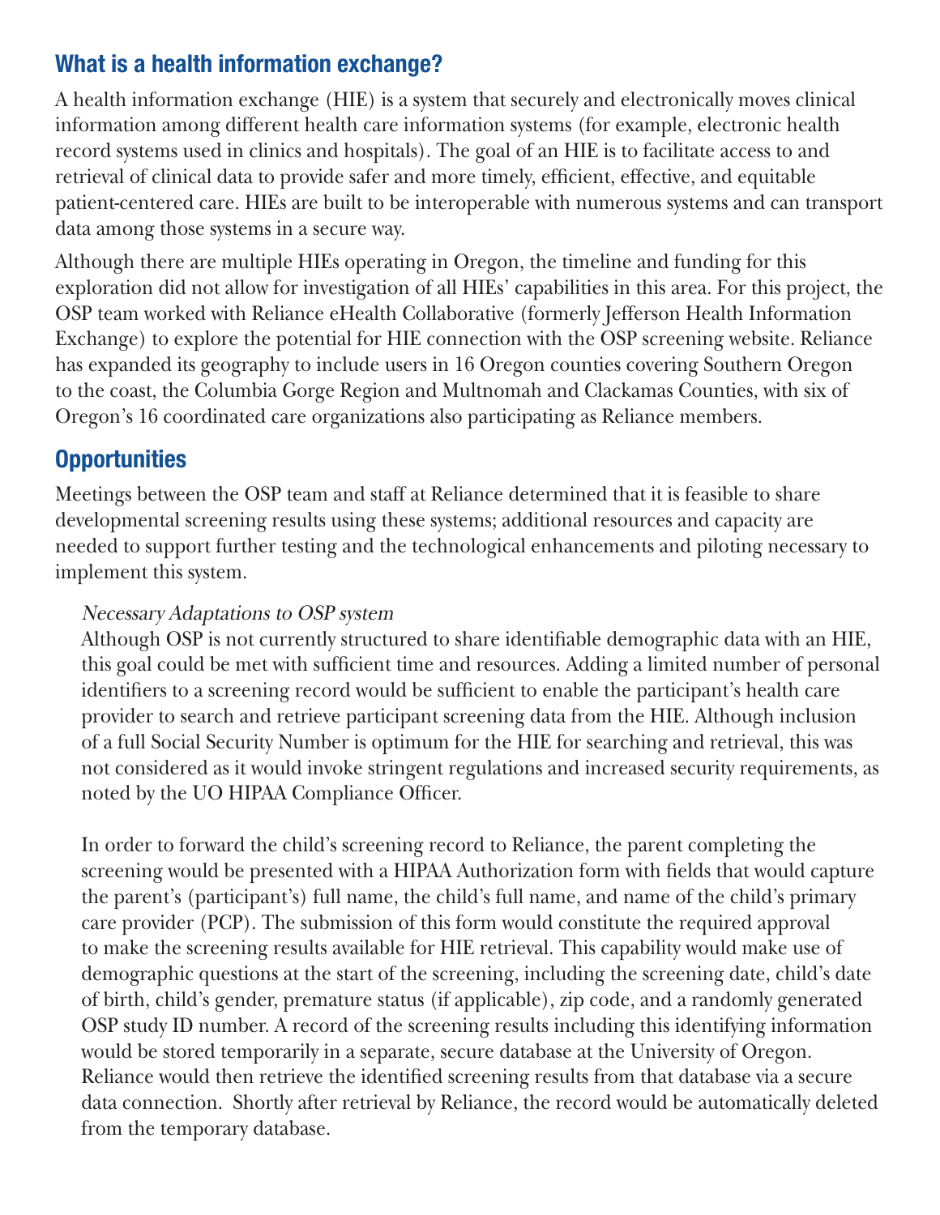## What is a health information exchange?

A health information exchange (HIE) is a system that securely and electronically moves clinical information among different health care information systems (for example, electronic health record systems used in clinics and hospitals). The goal of an HIE is to facilitate access to and retrieval of clinical data to provide safer and more timely, efficient, effective, and equitable patient-centered care. HIEs are built to be interoperable with numerous systems and can transport data among those systems in a secure way.

Although there are multiple HIEs operating in Oregon, the timeline and funding for this exploration did not allow for investigation of all HIEs' capabilities in this area. For this project, the OSP team worked with Reliance eHealth Collaborative (formerly Jefferson Health Information Exchange) to explore the potential for HIE connection with the OSP screening website. Reliance has expanded its geography to include users in 16 Oregon counties covering Southern Oregon to the coast, the Columbia Gorge Region and Multnomah and Clackamas Counties, with six of Oregon's 16 coordinated care organizations also participating as Reliance members.

## Opportunities

Meetings between the OSP team and staff at Reliance determined that it is feasible to share developmental screening results using these systems; additional resources and capacity are needed to support further testing and the technological enhancements and piloting necessary to implement this system.

*Necessary Adaptations to OSP system*

Although OSP is not currently structured to share identifiable demographic data with an HIE, this goal could be met with sufficient time and resources. Adding a limited number of personal identifiers to a screening record would be sufficient to enable the participant's health care provider to search and retrieve participant screening data from the HIE. Although inclusion of a full Social Security Number is optimum for the HIE for searching and retrieval, this was not considered as it would invoke stringent regulations and increased security requirements, as noted by the UO HIPAA Compliance Officer.

In order to forward the child's screening record to Reliance, the parent completing the screening would be presented with a HIPAA Authorization form with fields that would capture the parent's (participant's) full name, the child's full name, and name of the child's primary care provider (PCP). The submission of this form would constitute the required approval to make the screening results available for HIE retrieval. This capability would make use of demographic questions at the start of the screening, including the screening date, child's date of birth, child's gender, premature status (if applicable), zip code, and a randomly generated OSP study ID number. A record of the screening results including this identifying information would be stored temporarily in a separate, secure database at the University of Oregon. Reliance would then retrieve the identified screening results from that database via a secure data connection. Shortly after retrieval by Reliance, the record would be automatically deleted from the temporary database.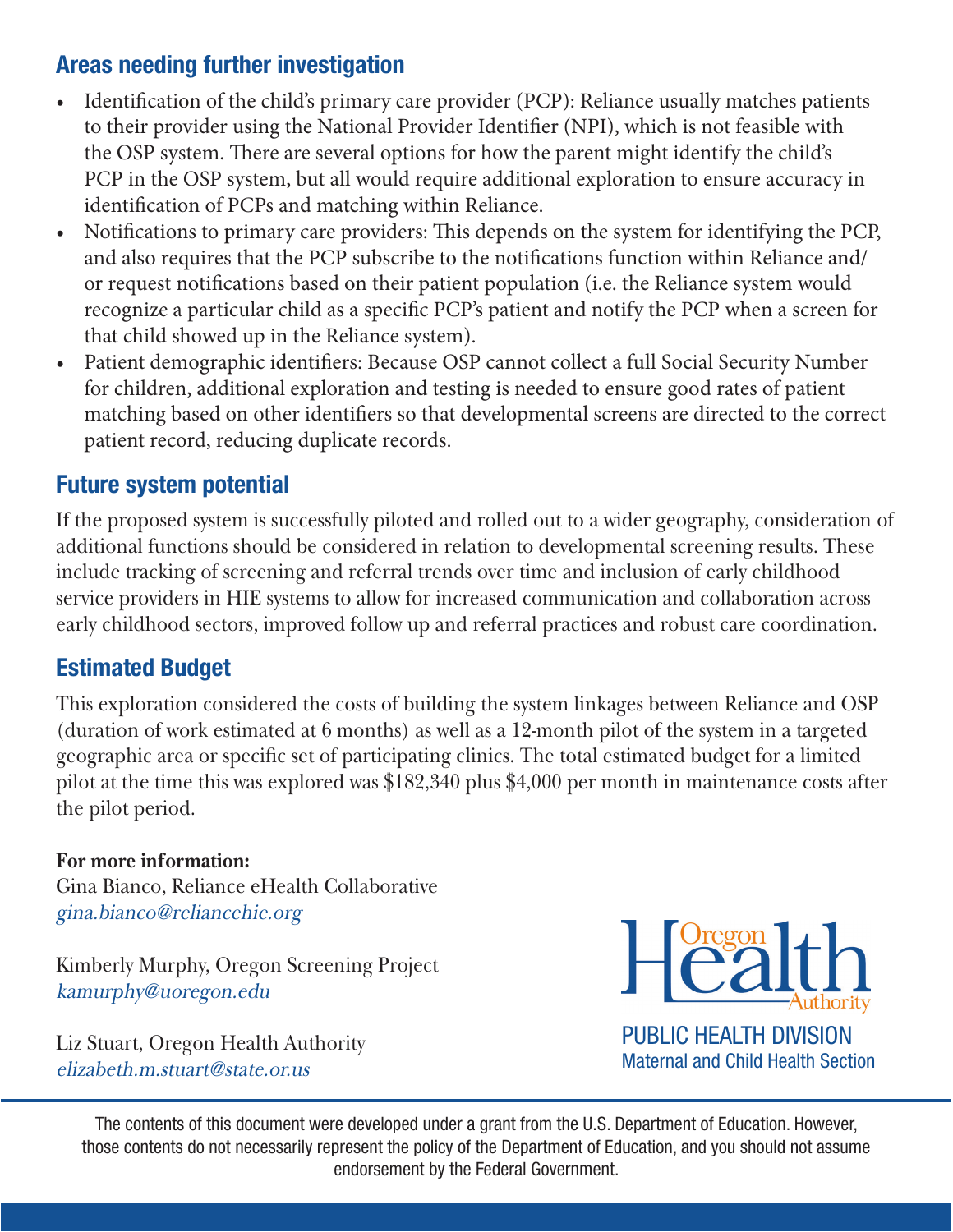## Areas needing further investigation

- Identification of the child's primary care provider (PCP): Reliance usually matches patients to their provider using the National Provider Identifier (NPI), which is not feasible with the OSP system. There are several options for how the parent might identify the child's PCP in the OSP system, but all would require additional exploration to ensure accuracy in identification of PCPs and matching within Reliance.
- Notifications to primary care providers: This depends on the system for identifying the PCP, and also requires that the PCP subscribe to the notifications function within Reliance and/or request notifications based on their patient population (i.e. the Reliance system would recognize a particular child as a specific PCP's patient and notify the PCP when a screen for that child showed up in the Reliance system).
- Patient demographic identifiers: Because OSP cannot collect a full Social Security Number for children, additional exploration and testing is needed to ensure good rates of patient matching based on other identifiers so that developmental screens are directed to the correct patient record, reducing duplicate records.

## Future system potential

If the proposed system is successfully piloted and rolled out to a wider geography, consideration of additional functions should be considered in relation to developmental screening results. These include tracking of screening and referral trends over time and inclusion of early childhood service providers in HIE systems to allow for increased communication and collaboration across early childhood sectors, improved follow up and referral practices and robust care coordination.

## Estimated Budget

This exploration considered the costs of building the system linkages between Reliance and OSP (duration of work estimated at 6 months) as well as a 12-month pilot of the system in a targeted geographic area or specific set of participating clinics. The total estimated budget for a limited pilot at the time this was explored was $182,340 plus $4,000 per month in maintenance costs after the pilot period.

**For more information:**

Gina Bianco, Reliance eHealth Collaborative
*gina.bianco@reliancehie.org*

Kimberly Murphy, Oregon Screening Project
*kamurphy@uoregon.edu*

Liz Stuart, Oregon Health Authority
*elizabeth.m.stuart@state.or.us*

Oregon Health Authority

PUBLIC HEALTH DIVISION
Maternal and Child Health Section

The contents of this document were developed under a grant from the U.S. Department of Education. However, those contents do not necessarily represent the policy of the Department of Education, and you should not assume endorsement by the Federal Government.